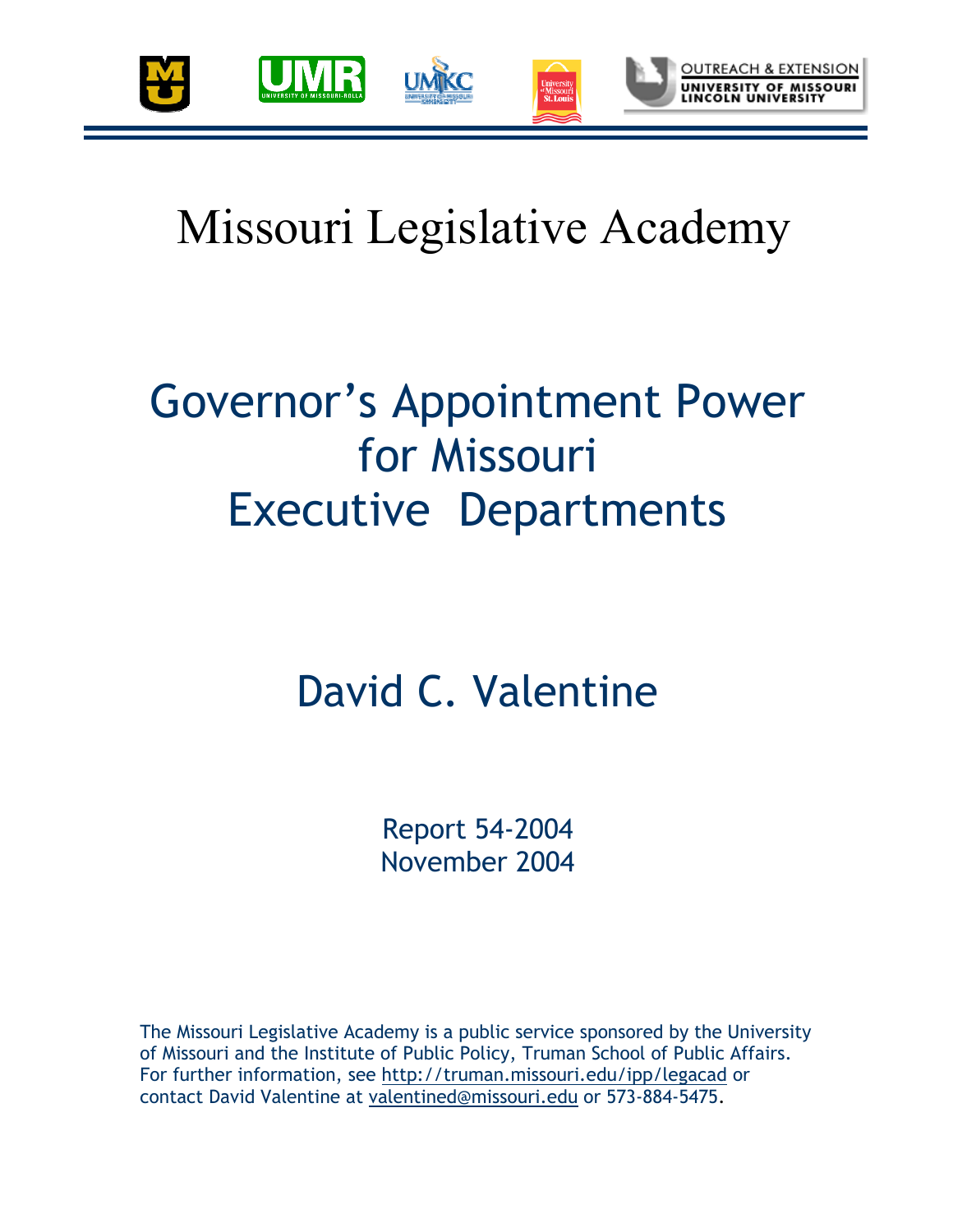# Missouri Legislative Academy

## Governor's Appointment Power for Missouri Executive Departments

### David C. Valentine

Report 54-2004
November 2004

The Missouri Legislative Academy is a public service sponsored by the University of Missouri and the Institute of Public Policy, Truman School of Public Affairs. For further information, see http://truman.missouri.edu/ipp/legacad or contact David Valentine at valentined@missouri.edu or 573-884-5475.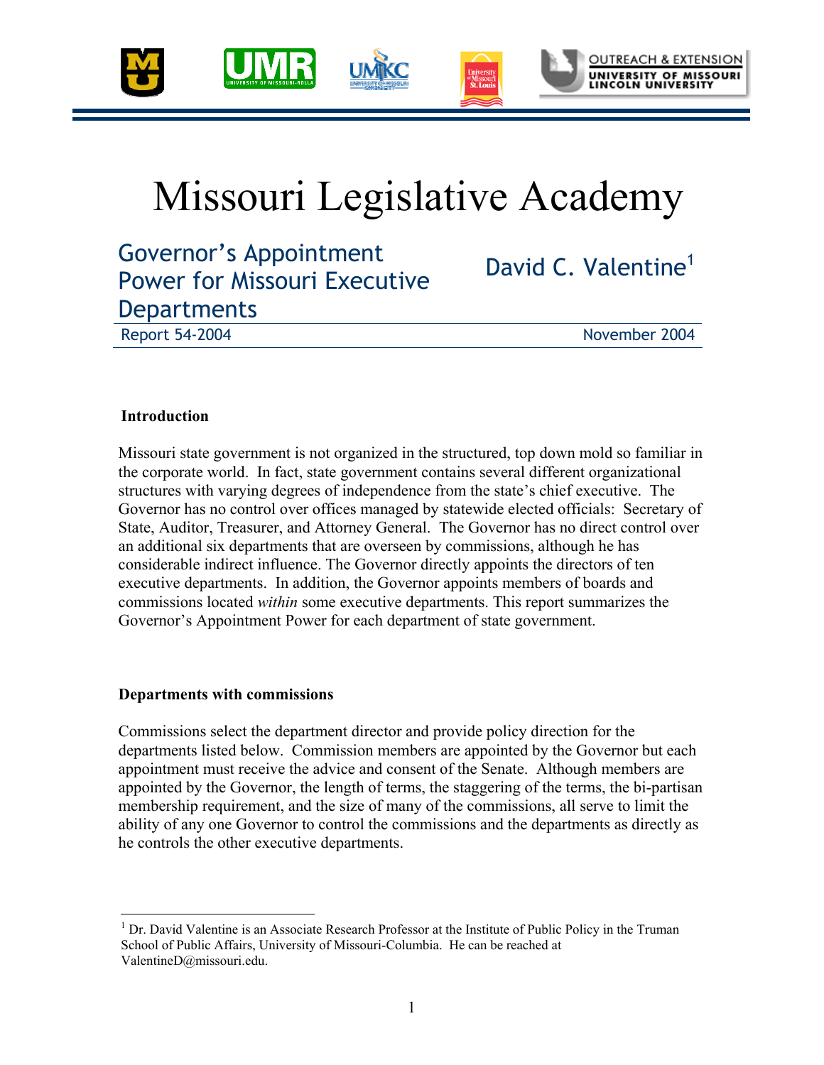# Missouri Legislative Academy

## Governor's Appointment Power for Missouri Executive Departments

David C. Valentine[1]

Report 54-2004 — November 2004

### Introduction

Missouri state government is not organized in the structured, top down mold so familiar in the corporate world. In fact, state government contains several different organizational structures with varying degrees of independence from the state's chief executive. The Governor has no control over offices managed by statewide elected officials: Secretary of State, Auditor, Treasurer, and Attorney General. The Governor has no direct control over an additional six departments that are overseen by commissions, although he has considerable indirect influence. The Governor directly appoints the directors of ten executive departments. In addition, the Governor appoints members of boards and commissions located *within* some executive departments. This report summarizes the Governor's Appointment Power for each department of state government.

### Departments with commissions

Commissions select the department director and provide policy direction for the departments listed below. Commission members are appointed by the Governor but each appointment must receive the advice and consent of the Senate. Although members are appointed by the Governor, the length of terms, the staggering of the terms, the bi-partisan membership requirement, and the size of many of the commissions, all serve to limit the ability of any one Governor to control the commissions and the departments as directly as he controls the other executive departments.

---

[1] Dr. David Valentine is an Associate Research Professor at the Institute of Public Policy in the Truman School of Public Affairs, University of Missouri-Columbia. He can be reached at ValentineD@missouri.edu.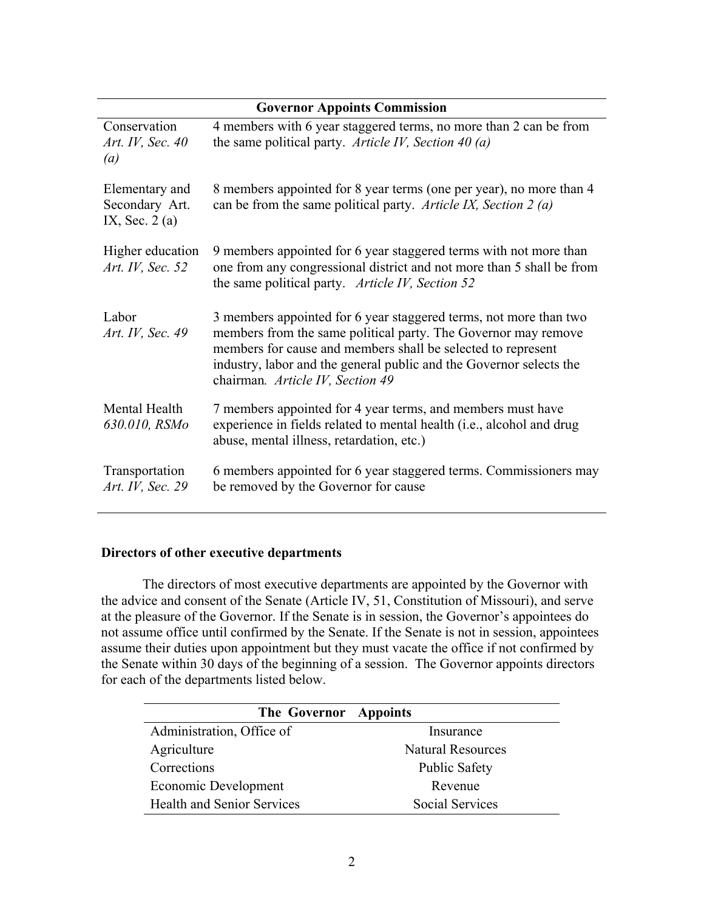| Governor Appoints Commission | |
|---|---|
| Conservation *Art. IV, Sec. 40 (a)* | 4 members with 6 year staggered terms, no more than 2 can be from the same political party. *Article IV, Section 40 (a)* |
| Elementary and Secondary Art. IX, Sec. 2 (a) | 8 members appointed for 8 year terms (one per year), no more than 4 can be from the same political party. *Article IX, Section 2 (a)* |
| Higher education *Art. IV, Sec. 52* | 9 members appointed for 6 year staggered terms with not more than one from any congressional district and not more than 5 shall be from the same political party. *Article IV, Section 52* |
| Labor *Art. IV, Sec. 49* | 3 members appointed for 6 year staggered terms, not more than two members from the same political party. The Governor may remove members for cause and members shall be selected to represent industry, labor and the general public and the Governor selects the chairman. *Article IV, Section 49* |
| Mental Health *630.010, RSMo* | 7 members appointed for 4 year terms, and members must have experience in fields related to mental health (i.e., alcohol and drug abuse, mental illness, retardation, etc.) |
| Transportation *Art. IV, Sec. 29* | 6 members appointed for 6 year staggered terms. Commissioners may be removed by the Governor for cause |

**Directors of other executive departments**

The directors of most executive departments are appointed by the Governor with the advice and consent of the Senate (Article IV, 51, Constitution of Missouri), and serve at the pleasure of the Governor. If the Senate is in session, the Governor's appointees do not assume office until confirmed by the Senate. If the Senate is not in session, appointees assume their duties upon appointment but they must vacate the office if not confirmed by the Senate within 30 days of the beginning of a session. The Governor appoints directors for each of the departments listed below.

| The Governor Appoints | |
|---|---|
| Administration, Office of | Insurance |
| Agriculture | Natural Resources |
| Corrections | Public Safety |
| Economic Development | Revenue |
| Health and Senior Services | Social Services |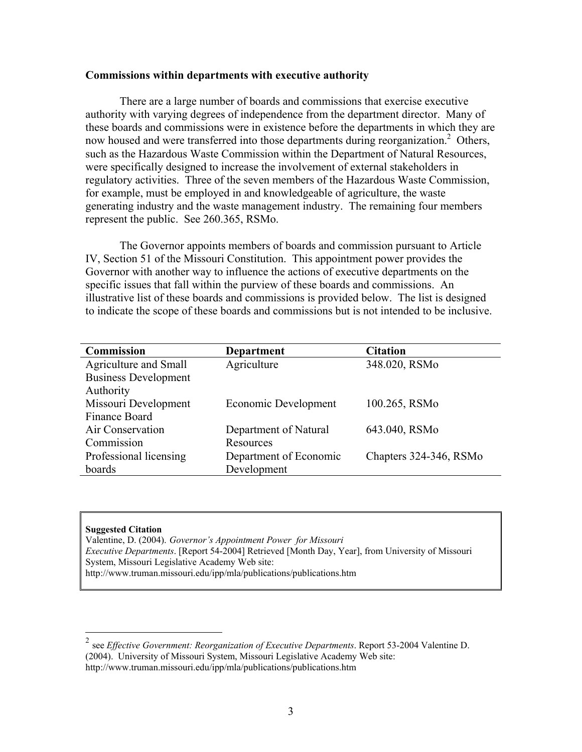**Commissions within departments with executive authority**

There are a large number of boards and commissions that exercise executive authority with varying degrees of independence from the department director. Many of these boards and commissions were in existence before the departments in which they are now housed and were transferred into those departments during reorganization.[2] Others, such as the Hazardous Waste Commission within the Department of Natural Resources, were specifically designed to increase the involvement of external stakeholders in regulatory activities. Three of the seven members of the Hazardous Waste Commission, for example, must be employed in and knowledgeable of agriculture, the waste generating industry and the waste management industry. The remaining four members represent the public. See 260.365, RSMo.

The Governor appoints members of boards and commission pursuant to Article IV, Section 51 of the Missouri Constitution. This appointment power provides the Governor with another way to influence the actions of executive departments on the specific issues that fall within the purview of these boards and commissions. An illustrative list of these boards and commissions is provided below. The list is designed to indicate the scope of these boards and commissions but is not intended to be inclusive.

| Commission | Department | Citation |
|---|---|---|
| Agriculture and Small Business Development Authority | Agriculture | 348.020, RSMo |
| Missouri Development Finance Board | Economic Development | 100.265, RSMo |
| Air Conservation Commission | Department of Natural Resources | 643.040, RSMo |
| Professional licensing boards | Department of Economic Development | Chapters 324-346, RSMo |

**Suggested Citation**
Valentine, D. (2004). *Governor's Appointment Power for Missouri Executive Departments*. [Report 54-2004] Retrieved [Month Day, Year], from University of Missouri System, Missouri Legislative Academy Web site: http://www.truman.missouri.edu/ipp/mla/publications/publications.htm

[2] see *Effective Government: Reorganization of Executive Departments*. Report 53-2004 Valentine D. (2004). University of Missouri System, Missouri Legislative Academy Web site: http://www.truman.missouri.edu/ipp/mla/publications/publications.htm